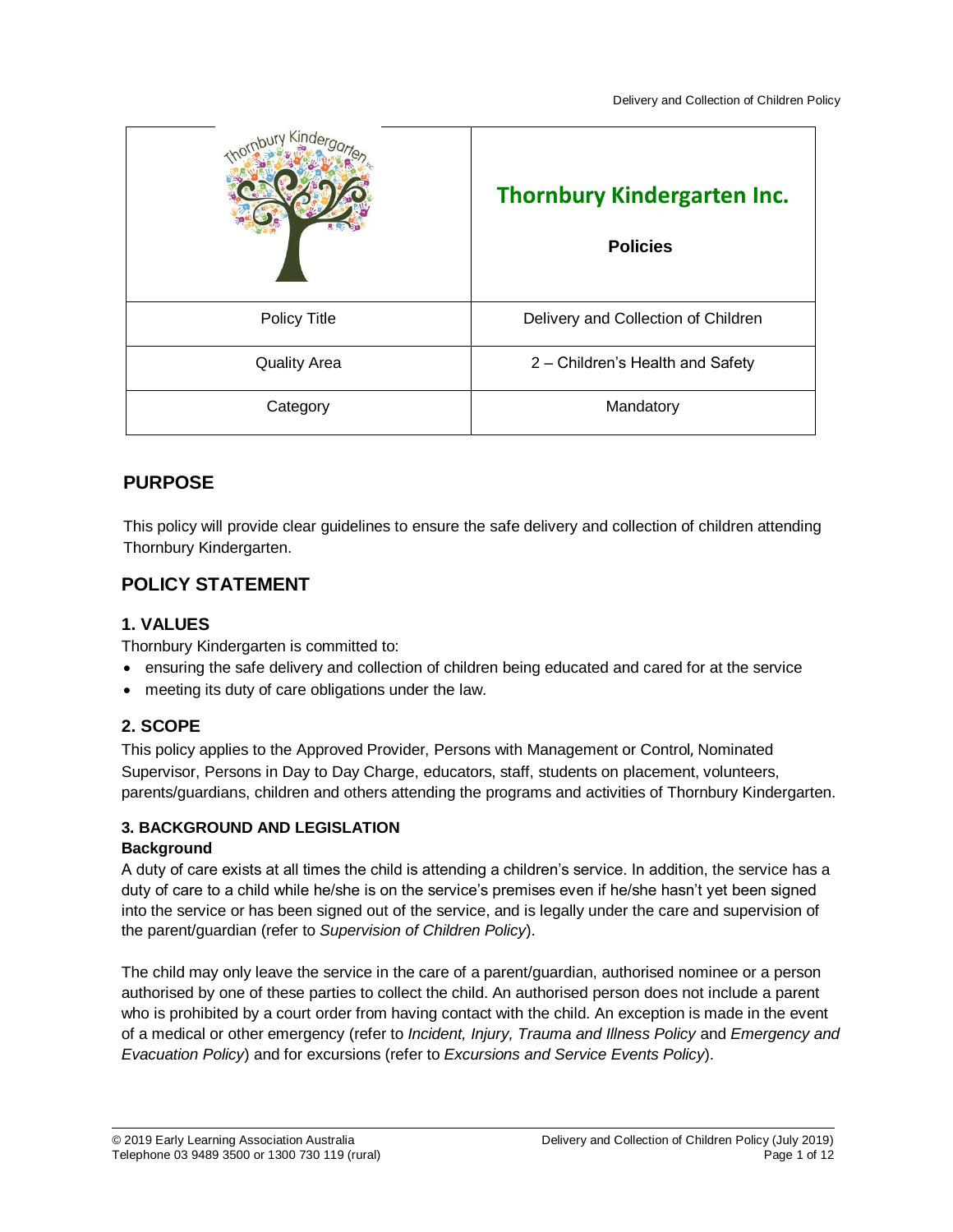| | Thornbury Kindergarten Inc.<br><br>**Policies** |
|---|---|
| Policy Title | Delivery and Collection of Children |
| Quality Area | 2 – Children's Health and Safety |
| Category | Mandatory |

## PURPOSE

This policy will provide clear guidelines to ensure the safe delivery and collection of children attending Thornbury Kindergarten.

## POLICY STATEMENT

### 1. VALUES

Thornbury Kindergarten is committed to:

- ensuring the safe delivery and collection of children being educated and cared for at the service
- meeting its duty of care obligations under the law.

### 2. SCOPE

This policy applies to the Approved Provider, Persons with Management or Control, Nominated Supervisor, Persons in Day to Day Charge, educators, staff, students on placement, volunteers, parents/guardians, children and others attending the programs and activities of Thornbury Kindergarten.

### 3. BACKGROUND AND LEGISLATION

**Background**

A duty of care exists at all times the child is attending a children's service. In addition, the service has a duty of care to a child while he/she is on the service's premises even if he/she hasn't yet been signed into the service or has been signed out of the service, and is legally under the care and supervision of the parent/guardian (refer to *Supervision of Children Policy*).

The child may only leave the service in the care of a parent/guardian, authorised nominee or a person authorised by one of these parties to collect the child. An authorised person does not include a parent who is prohibited by a court order from having contact with the child. An exception is made in the event of a medical or other emergency (refer to *Incident, Injury, Trauma and Illness Policy* and *Emergency and Evacuation Policy*) and for excursions (refer to *Excursions and Service Events Policy*).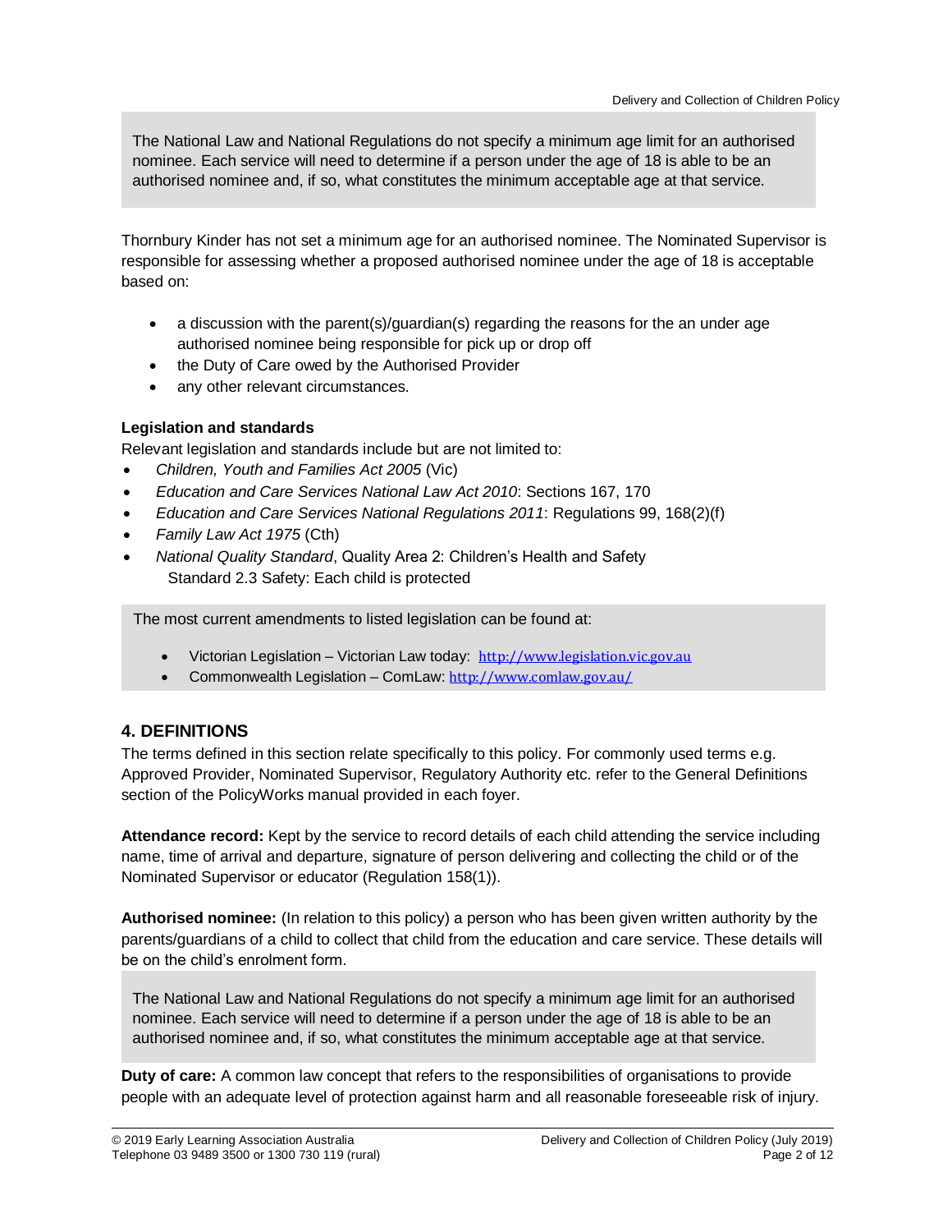The National Law and National Regulations do not specify a minimum age limit for an authorised nominee. Each service will need to determine if a person under the age of 18 is able to be an authorised nominee and, if so, what constitutes the minimum acceptable age at that service.

Thornbury Kinder has not set a minimum age for an authorised nominee. The Nominated Supervisor is responsible for assessing whether a proposed authorised nominee under the age of 18 is acceptable based on:

- a discussion with the parent(s)/guardian(s) regarding the reasons for the an under age authorised nominee being responsible for pick up or drop off
- the Duty of Care owed by the Authorised Provider
- any other relevant circumstances.

**Legislation and standards**

Relevant legislation and standards include but are not limited to:

- *Children, Youth and Families Act 2005* (Vic)
- *Education and Care Services National Law Act 2010*: Sections 167, 170
- *Education and Care Services National Regulations 2011*: Regulations 99, 168(2)(f)
- *Family Law Act 1975* (Cth)
- *National Quality Standard*, Quality Area 2: Children's Health and Safety
  Standard 2.3 Safety: Each child is protected

The most current amendments to listed legislation can be found at:

- Victorian Legislation – Victorian Law today: http://www.legislation.vic.gov.au
- Commonwealth Legislation – ComLaw: http://www.comlaw.gov.au/

## 4. DEFINITIONS

The terms defined in this section relate specifically to this policy. For commonly used terms e.g. Approved Provider, Nominated Supervisor, Regulatory Authority etc. refer to the General Definitions section of the PolicyWorks manual provided in each foyer.

**Attendance record:** Kept by the service to record details of each child attending the service including name, time of arrival and departure, signature of person delivering and collecting the child or of the Nominated Supervisor or educator (Regulation 158(1)).

**Authorised nominee:** (In relation to this policy) a person who has been given written authority by the parents/guardians of a child to collect that child from the education and care service. These details will be on the child's enrolment form.

The National Law and National Regulations do not specify a minimum age limit for an authorised nominee. Each service will need to determine if a person under the age of 18 is able to be an authorised nominee and, if so, what constitutes the minimum acceptable age at that service.

**Duty of care:** A common law concept that refers to the responsibilities of organisations to provide people with an adequate level of protection against harm and all reasonable foreseeable risk of injury.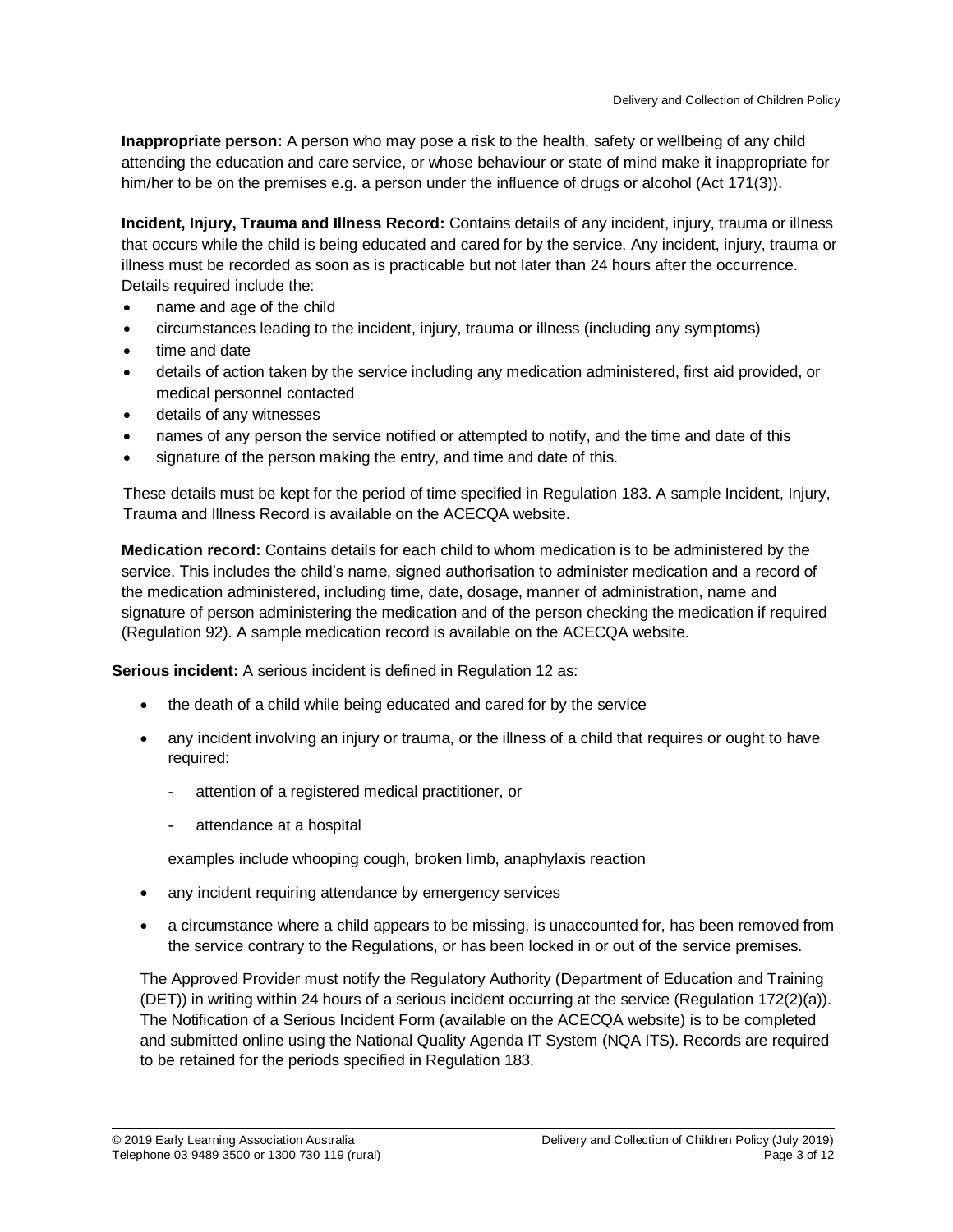**Inappropriate person:** A person who may pose a risk to the health, safety or wellbeing of any child attending the education and care service, or whose behaviour or state of mind make it inappropriate for him/her to be on the premises e.g. a person under the influence of drugs or alcohol (Act 171(3)).

**Incident, Injury, Trauma and Illness Record:** Contains details of any incident, injury, trauma or illness that occurs while the child is being educated and cared for by the service. Any incident, injury, trauma or illness must be recorded as soon as is practicable but not later than 24 hours after the occurrence. Details required include the:

- name and age of the child
- circumstances leading to the incident, injury, trauma or illness (including any symptoms)
- time and date
- details of action taken by the service including any medication administered, first aid provided, or medical personnel contacted
- details of any witnesses
- names of any person the service notified or attempted to notify, and the time and date of this
- signature of the person making the entry, and time and date of this.

These details must be kept for the period of time specified in Regulation 183. A sample Incident, Injury, Trauma and Illness Record is available on the ACECQA website.

**Medication record:** Contains details for each child to whom medication is to be administered by the service. This includes the child's name, signed authorisation to administer medication and a record of the medication administered, including time, date, dosage, manner of administration, name and signature of person administering the medication and of the person checking the medication if required (Regulation 92). A sample medication record is available on the ACECQA website.

**Serious incident:** A serious incident is defined in Regulation 12 as:

- the death of a child while being educated and cared for by the service
- any incident involving an injury or trauma, or the illness of a child that requires or ought to have required:
  - attention of a registered medical practitioner, or
  - attendance at a hospital

  examples include whooping cough, broken limb, anaphylaxis reaction
- any incident requiring attendance by emergency services
- a circumstance where a child appears to be missing, is unaccounted for, has been removed from the service contrary to the Regulations, or has been locked in or out of the service premises.

The Approved Provider must notify the Regulatory Authority (Department of Education and Training (DET)) in writing within 24 hours of a serious incident occurring at the service (Regulation 172(2)(a)). The Notification of a Serious Incident Form (available on the ACECQA website) is to be completed and submitted online using the National Quality Agenda IT System (NQA ITS). Records are required to be retained for the periods specified in Regulation 183.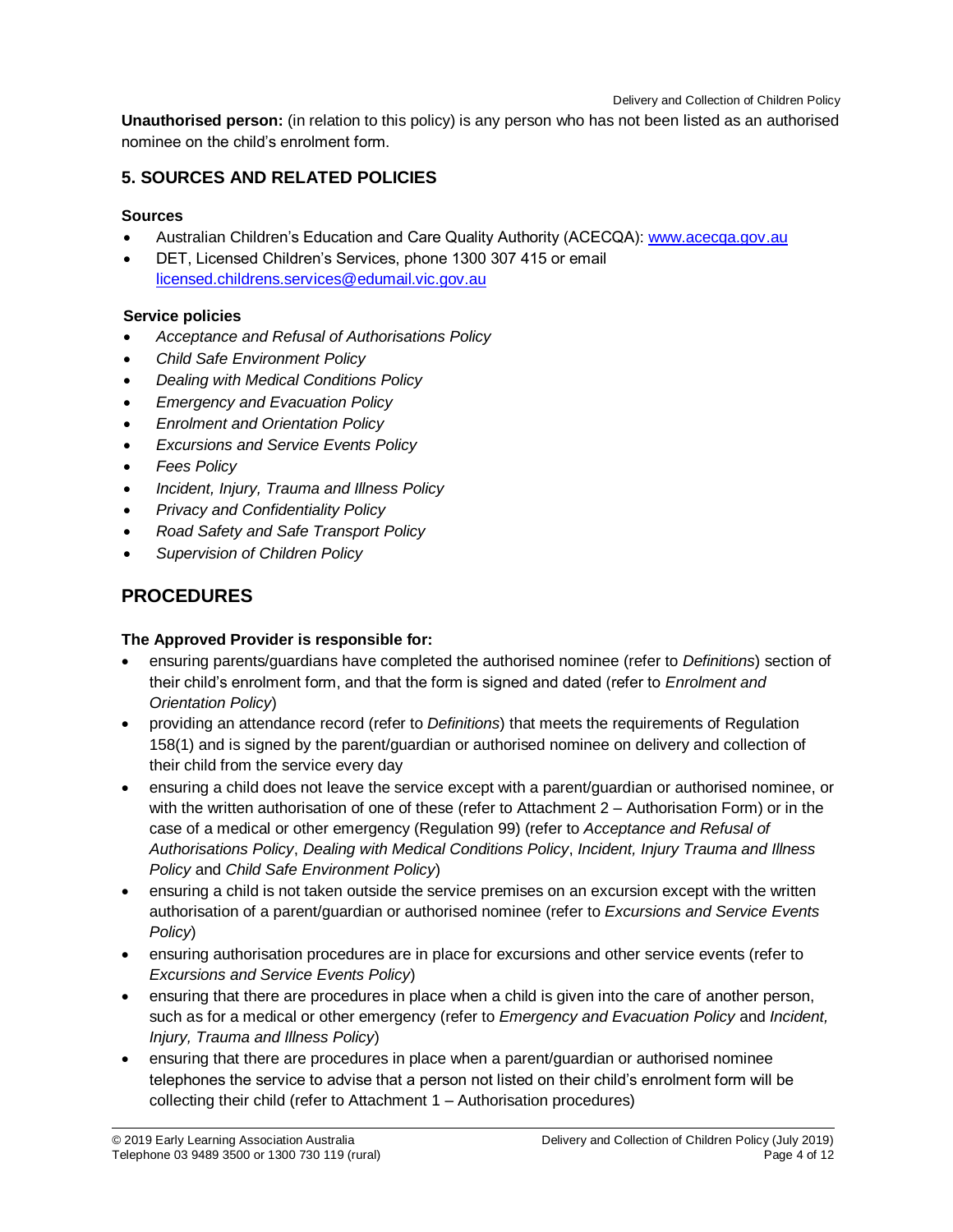**Unauthorised person:** (in relation to this policy) is any person who has not been listed as an authorised nominee on the child's enrolment form.

## 5. SOURCES AND RELATED POLICIES

### Sources

- Australian Children's Education and Care Quality Authority (ACECQA): www.acecqa.gov.au
- DET, Licensed Children's Services, phone 1300 307 415 or email licensed.childrens.services@edumail.vic.gov.au

### Service policies

- *Acceptance and Refusal of Authorisations Policy*
- *Child Safe Environment Policy*
- *Dealing with Medical Conditions Policy*
- *Emergency and Evacuation Policy*
- *Enrolment and Orientation Policy*
- *Excursions and Service Events Policy*
- *Fees Policy*
- *Incident, Injury, Trauma and Illness Policy*
- *Privacy and Confidentiality Policy*
- *Road Safety and Safe Transport Policy*
- *Supervision of Children Policy*

# PROCEDURES

### The Approved Provider is responsible for:

- ensuring parents/guardians have completed the authorised nominee (refer to *Definitions*) section of their child's enrolment form, and that the form is signed and dated (refer to *Enrolment and Orientation Policy*)
- providing an attendance record (refer to *Definitions*) that meets the requirements of Regulation 158(1) and is signed by the parent/guardian or authorised nominee on delivery and collection of their child from the service every day
- ensuring a child does not leave the service except with a parent/guardian or authorised nominee, or with the written authorisation of one of these (refer to Attachment 2 – Authorisation Form) or in the case of a medical or other emergency (Regulation 99) (refer to *Acceptance and Refusal of Authorisations Policy*, *Dealing with Medical Conditions Policy*, *Incident, Injury Trauma and Illness Policy* and *Child Safe Environment Policy*)
- ensuring a child is not taken outside the service premises on an excursion except with the written authorisation of a parent/guardian or authorised nominee (refer to *Excursions and Service Events Policy*)
- ensuring authorisation procedures are in place for excursions and other service events (refer to *Excursions and Service Events Policy*)
- ensuring that there are procedures in place when a child is given into the care of another person, such as for a medical or other emergency (refer to *Emergency and Evacuation Policy* and *Incident, Injury, Trauma and Illness Policy*)
- ensuring that there are procedures in place when a parent/guardian or authorised nominee telephones the service to advise that a person not listed on their child's enrolment form will be collecting their child (refer to Attachment 1 – Authorisation procedures)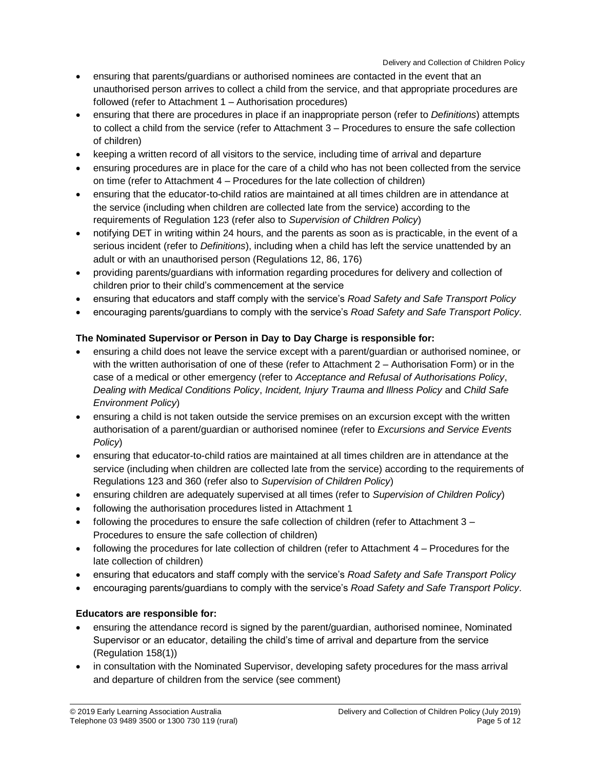- ensuring that parents/guardians or authorised nominees are contacted in the event that an unauthorised person arrives to collect a child from the service, and that appropriate procedures are followed (refer to Attachment 1 – Authorisation procedures)
- ensuring that there are procedures in place if an inappropriate person (refer to *Definitions*) attempts to collect a child from the service (refer to Attachment 3 – Procedures to ensure the safe collection of children)
- keeping a written record of all visitors to the service, including time of arrival and departure
- ensuring procedures are in place for the care of a child who has not been collected from the service on time (refer to Attachment 4 – Procedures for the late collection of children)
- ensuring that the educator-to-child ratios are maintained at all times children are in attendance at the service (including when children are collected late from the service) according to the requirements of Regulation 123 (refer also to *Supervision of Children Policy*)
- notifying DET in writing within 24 hours, and the parents as soon as is practicable, in the event of a serious incident (refer to *Definitions*), including when a child has left the service unattended by an adult or with an unauthorised person (Regulations 12, 86, 176)
- providing parents/guardians with information regarding procedures for delivery and collection of children prior to their child's commencement at the service
- ensuring that educators and staff comply with the service's *Road Safety and Safe Transport Policy*
- encouraging parents/guardians to comply with the service's *Road Safety and Safe Transport Policy*.

**The Nominated Supervisor or Person in Day to Day Charge is responsible for:**

- ensuring a child does not leave the service except with a parent/guardian or authorised nominee, or with the written authorisation of one of these (refer to Attachment 2 – Authorisation Form) or in the case of a medical or other emergency (refer to *Acceptance and Refusal of Authorisations Policy*, *Dealing with Medical Conditions Policy*, *Incident, Injury Trauma and Illness Policy* and *Child Safe Environment Policy*)
- ensuring a child is not taken outside the service premises on an excursion except with the written authorisation of a parent/guardian or authorised nominee (refer to *Excursions and Service Events Policy*)
- ensuring that educator-to-child ratios are maintained at all times children are in attendance at the service (including when children are collected late from the service) according to the requirements of Regulations 123 and 360 (refer also to *Supervision of Children Policy*)
- ensuring children are adequately supervised at all times (refer to *Supervision of Children Policy*)
- following the authorisation procedures listed in Attachment 1
- following the procedures to ensure the safe collection of children (refer to Attachment 3 – Procedures to ensure the safe collection of children)
- following the procedures for late collection of children (refer to Attachment 4 – Procedures for the late collection of children)
- ensuring that educators and staff comply with the service's *Road Safety and Safe Transport Policy*
- encouraging parents/guardians to comply with the service's *Road Safety and Safe Transport Policy*.

**Educators are responsible for:**

- ensuring the attendance record is signed by the parent/guardian, authorised nominee, Nominated Supervisor or an educator, detailing the child's time of arrival and departure from the service (Regulation 158(1))
- in consultation with the Nominated Supervisor, developing safety procedures for the mass arrival and departure of children from the service (see comment)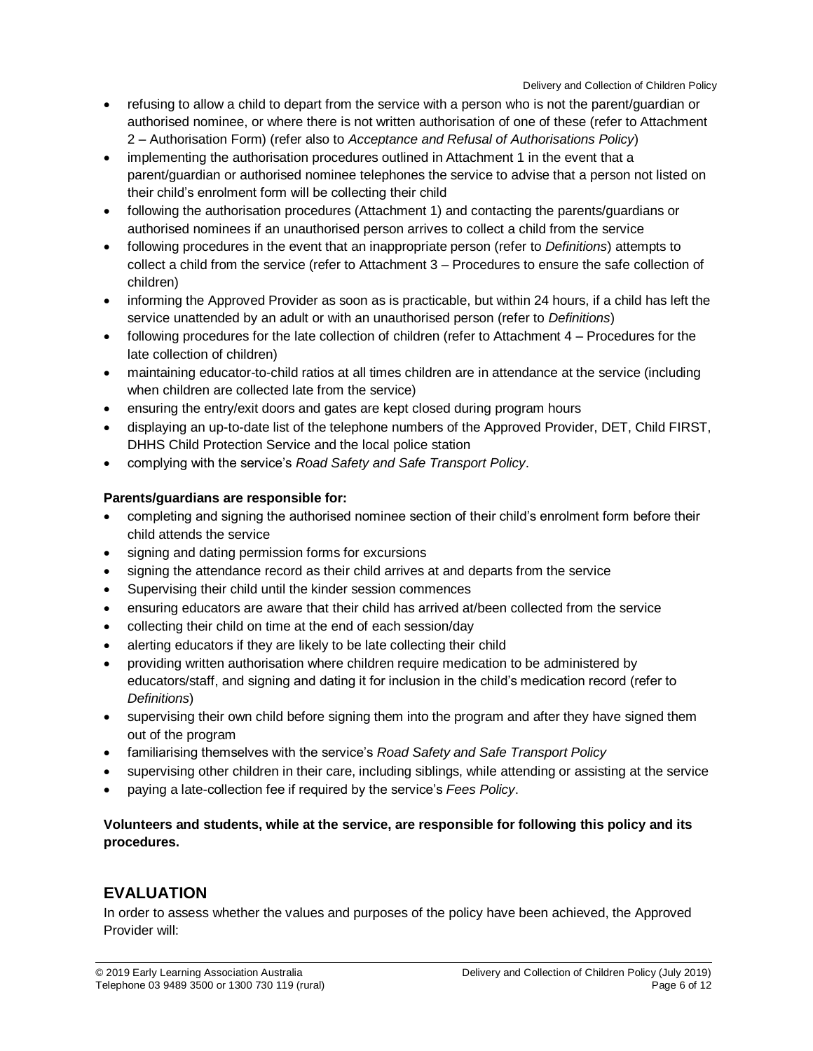- refusing to allow a child to depart from the service with a person who is not the parent/guardian or authorised nominee, or where there is not written authorisation of one of these (refer to Attachment 2 – Authorisation Form) (refer also to *Acceptance and Refusal of Authorisations Policy*)
- implementing the authorisation procedures outlined in Attachment 1 in the event that a parent/guardian or authorised nominee telephones the service to advise that a person not listed on their child's enrolment form will be collecting their child
- following the authorisation procedures (Attachment 1) and contacting the parents/guardians or authorised nominees if an unauthorised person arrives to collect a child from the service
- following procedures in the event that an inappropriate person (refer to *Definitions*) attempts to collect a child from the service (refer to Attachment 3 – Procedures to ensure the safe collection of children)
- informing the Approved Provider as soon as is practicable, but within 24 hours, if a child has left the service unattended by an adult or with an unauthorised person (refer to *Definitions*)
- following procedures for the late collection of children (refer to Attachment 4 – Procedures for the late collection of children)
- maintaining educator-to-child ratios at all times children are in attendance at the service (including when children are collected late from the service)
- ensuring the entry/exit doors and gates are kept closed during program hours
- displaying an up-to-date list of the telephone numbers of the Approved Provider, DET, Child FIRST, DHHS Child Protection Service and the local police station
- complying with the service's *Road Safety and Safe Transport Policy*.

**Parents/guardians are responsible for:**

- completing and signing the authorised nominee section of their child's enrolment form before their child attends the service
- signing and dating permission forms for excursions
- signing the attendance record as their child arrives at and departs from the service
- Supervising their child until the kinder session commences
- ensuring educators are aware that their child has arrived at/been collected from the service
- collecting their child on time at the end of each session/day
- alerting educators if they are likely to be late collecting their child
- providing written authorisation where children require medication to be administered by educators/staff, and signing and dating it for inclusion in the child's medication record (refer to *Definitions*)
- supervising their own child before signing them into the program and after they have signed them out of the program
- familiarising themselves with the service's *Road Safety and Safe Transport Policy*
- supervising other children in their care, including siblings, while attending or assisting at the service
- paying a late-collection fee if required by the service's *Fees Policy*.

**Volunteers and students, while at the service, are responsible for following this policy and its procedures.**

## EVALUATION

In order to assess whether the values and purposes of the policy have been achieved, the Approved Provider will: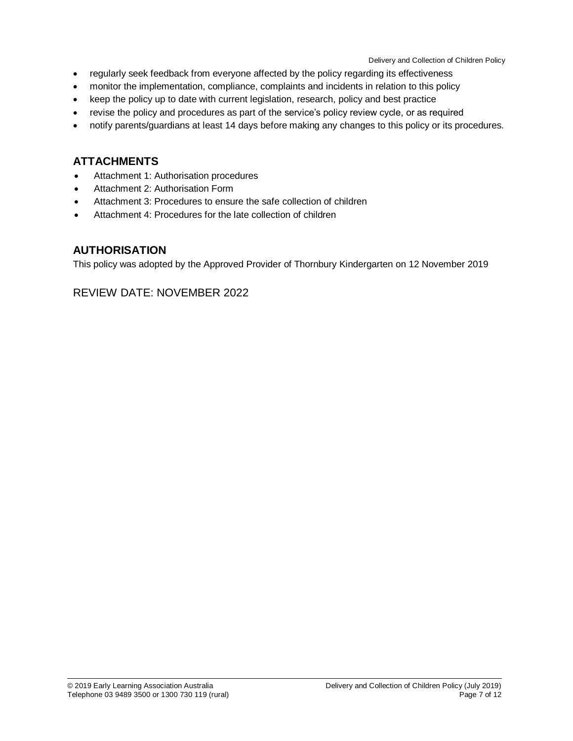- regularly seek feedback from everyone affected by the policy regarding its effectiveness
- monitor the implementation, compliance, complaints and incidents in relation to this policy
- keep the policy up to date with current legislation, research, policy and best practice
- revise the policy and procedures as part of the service's policy review cycle, or as required
- notify parents/guardians at least 14 days before making any changes to this policy or its procedures.

## ATTACHMENTS

- Attachment 1: Authorisation procedures
- Attachment 2: Authorisation Form
- Attachment 3: Procedures to ensure the safe collection of children
- Attachment 4: Procedures for the late collection of children

## AUTHORISATION

This policy was adopted by the Approved Provider of Thornbury Kindergarten on 12 November 2019

REVIEW DATE: NOVEMBER 2022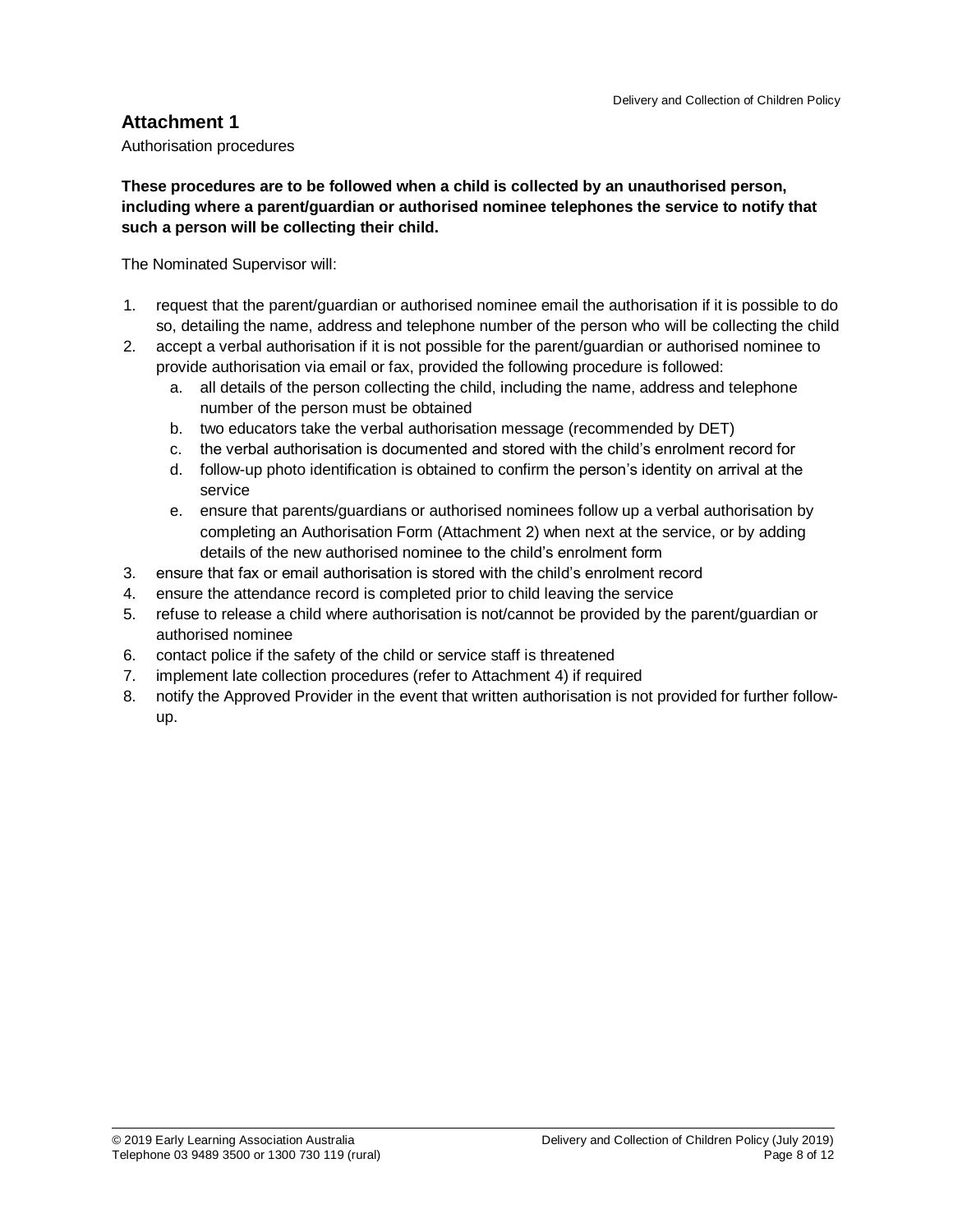## Attachment 1

Authorisation procedures

**These procedures are to be followed when a child is collected by an unauthorised person, including where a parent/guardian or authorised nominee telephones the service to notify that such a person will be collecting their child.**

The Nominated Supervisor will:

1. request that the parent/guardian or authorised nominee email the authorisation if it is possible to do so, detailing the name, address and telephone number of the person who will be collecting the child
2. accept a verbal authorisation if it is not possible for the parent/guardian or authorised nominee to provide authorisation via email or fax, provided the following procedure is followed:
   a. all details of the person collecting the child, including the name, address and telephone number of the person must be obtained
   b. two educators take the verbal authorisation message (recommended by DET)
   c. the verbal authorisation is documented and stored with the child's enrolment record for
   d. follow-up photo identification is obtained to confirm the person's identity on arrival at the service
   e. ensure that parents/guardians or authorised nominees follow up a verbal authorisation by completing an Authorisation Form (Attachment 2) when next at the service, or by adding details of the new authorised nominee to the child's enrolment form
3. ensure that fax or email authorisation is stored with the child's enrolment record
4. ensure the attendance record is completed prior to child leaving the service
5. refuse to release a child where authorisation is not/cannot be provided by the parent/guardian or authorised nominee
6. contact police if the safety of the child or service staff is threatened
7. implement late collection procedures (refer to Attachment 4) if required
8. notify the Approved Provider in the event that written authorisation is not provided for further follow-up.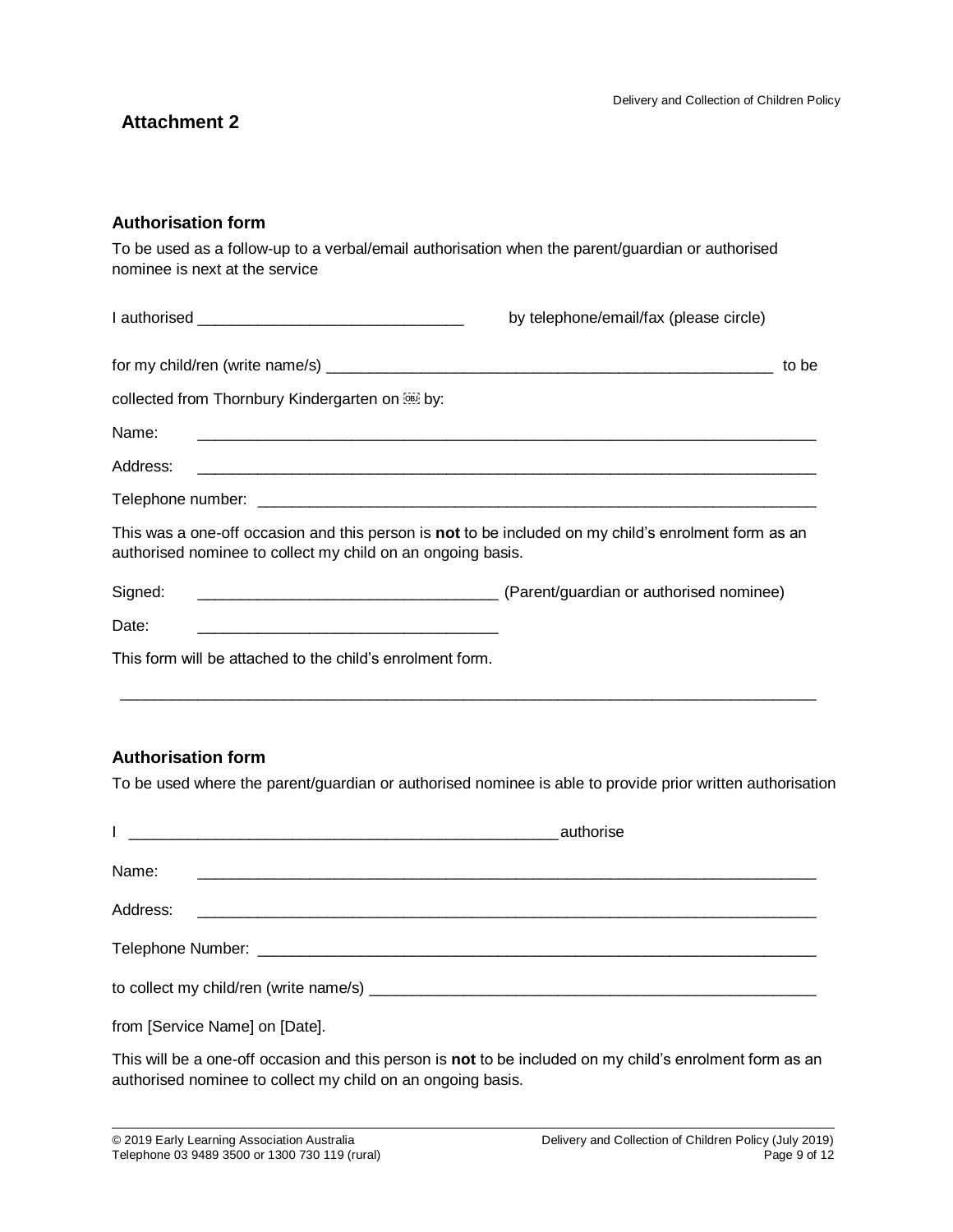## Attachment 2

### Authorisation form

To be used as a follow-up to a verbal/email authorisation when the parent/guardian or authorised nominee is next at the service

I authorised _______________________________ by telephone/email/fax (please circle)

for my child/ren (write name/s) _____________________________________________________ to be

collected from Thornbury Kindergarten on  by:

Name: ___________________________________________________________________________

Address: ___________________________________________________________________________

Telephone number: ____________________________________________________________________

This was a one-off occasion and this person is **not** to be included on my child's enrolment form as an authorised nominee to collect my child on an ongoing basis.

Signed: ___________________________________ (Parent/guardian or authorised nominee)

Date: ___________________________________

This form will be attached to the child's enrolment form.

---

### Authorisation form

To be used where the parent/guardian or authorised nominee is able to provide prior written authorisation

I ___________________________________________________ authorise

Name: ___________________________________________________________________________

Address: ___________________________________________________________________________

Telephone Number: ____________________________________________________________________

to collect my child/ren (write name/s) _____________________________________________________

from [Service Name] on [Date].

This will be a one-off occasion and this person is **not** to be included on my child's enrolment form as an authorised nominee to collect my child on an ongoing basis.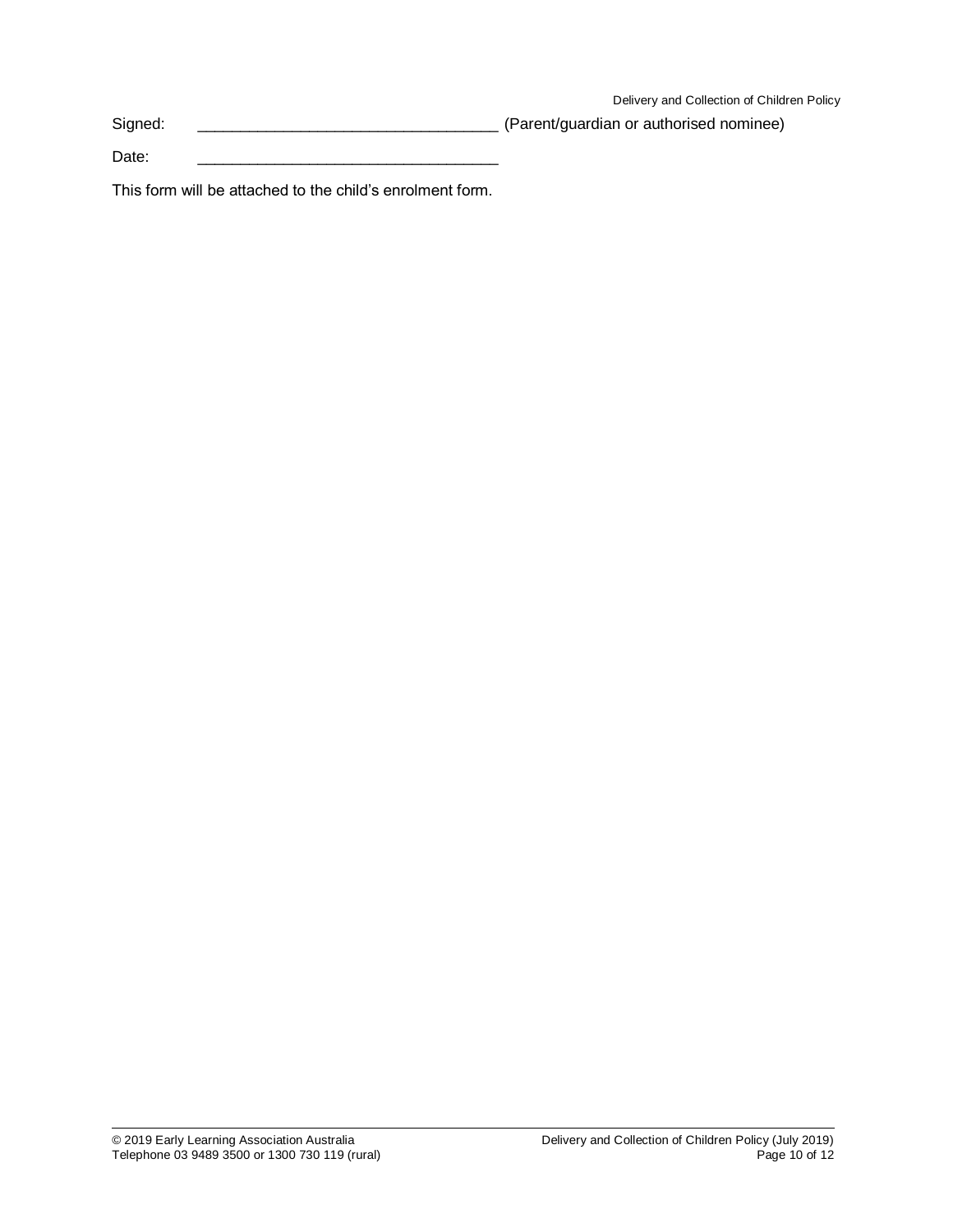Signed: ___________________________________ (Parent/guardian or authorised nominee)

Date: ___________________________________

This form will be attached to the child's enrolment form.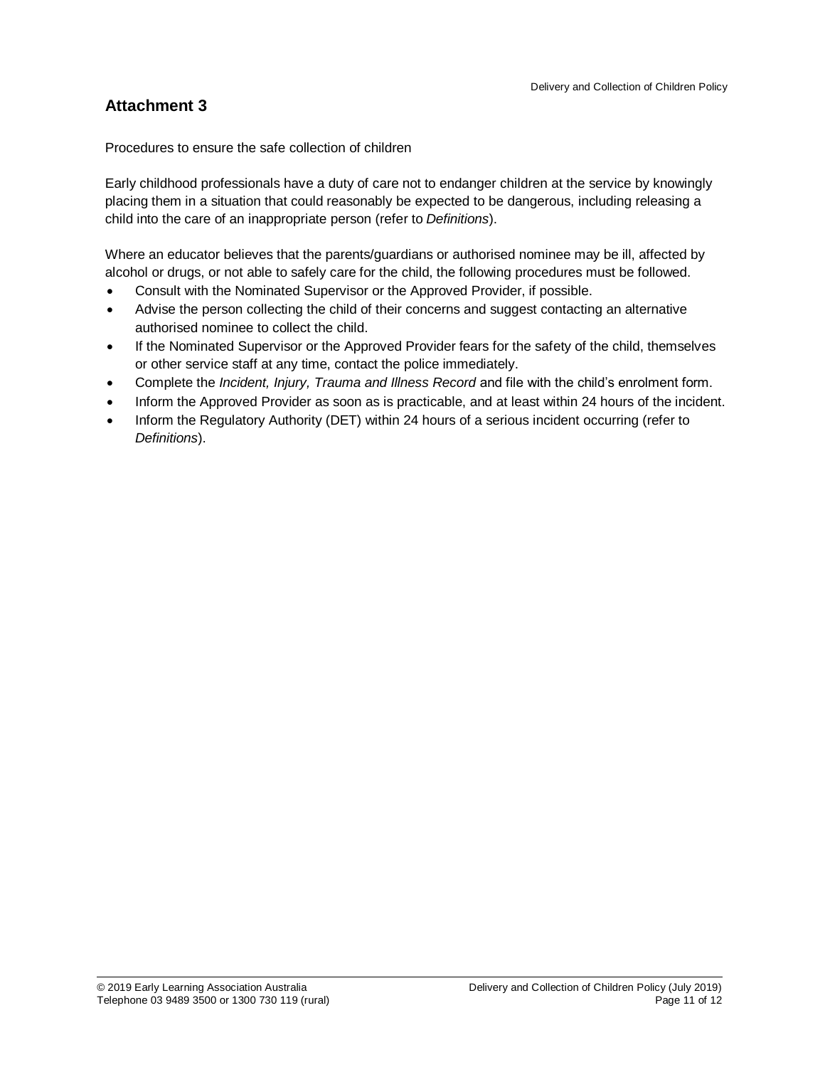## Attachment 3

Procedures to ensure the safe collection of children

Early childhood professionals have a duty of care not to endanger children at the service by knowingly placing them in a situation that could reasonably be expected to be dangerous, including releasing a child into the care of an inappropriate person (refer to *Definitions*).

Where an educator believes that the parents/guardians or authorised nominee may be ill, affected by alcohol or drugs, or not able to safely care for the child, the following procedures must be followed.

- Consult with the Nominated Supervisor or the Approved Provider, if possible.
- Advise the person collecting the child of their concerns and suggest contacting an alternative authorised nominee to collect the child.
- If the Nominated Supervisor or the Approved Provider fears for the safety of the child, themselves or other service staff at any time, contact the police immediately.
- Complete the *Incident, Injury, Trauma and Illness Record* and file with the child's enrolment form.
- Inform the Approved Provider as soon as is practicable, and at least within 24 hours of the incident.
- Inform the Regulatory Authority (DET) within 24 hours of a serious incident occurring (refer to *Definitions*).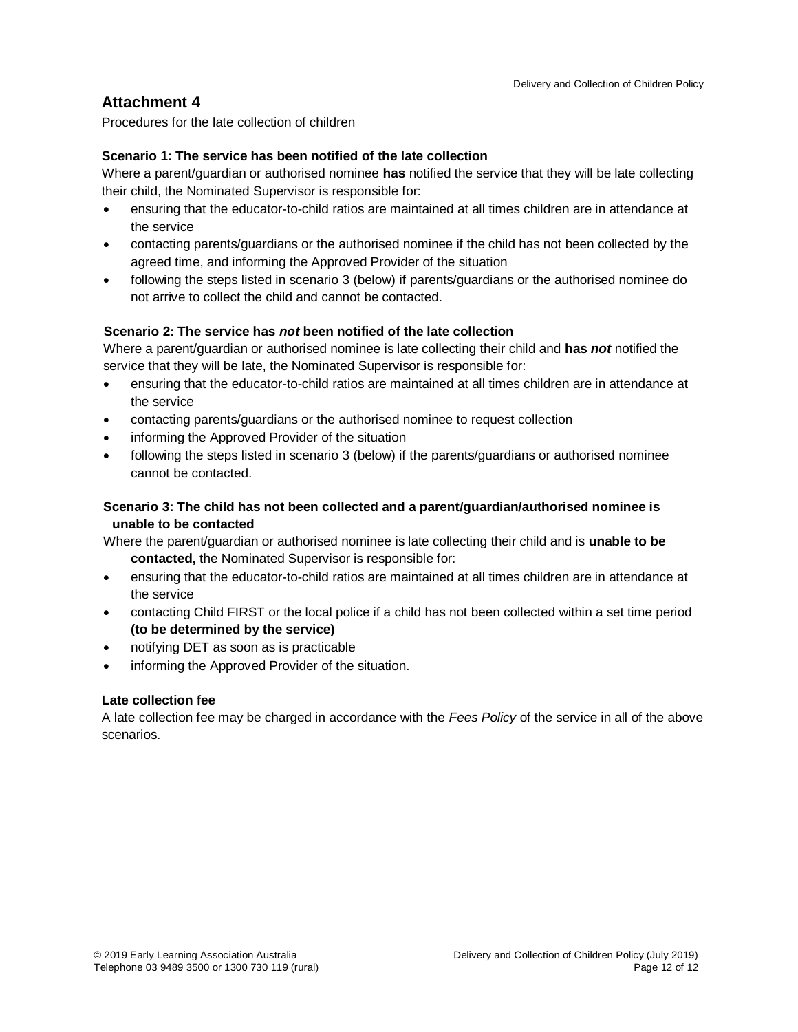## Attachment 4

Procedures for the late collection of children

### Scenario 1: The service has been notified of the late collection

Where a parent/guardian or authorised nominee **has** notified the service that they will be late collecting their child, the Nominated Supervisor is responsible for:

- ensuring that the educator-to-child ratios are maintained at all times children are in attendance at the service
- contacting parents/guardians or the authorised nominee if the child has not been collected by the agreed time, and informing the Approved Provider of the situation
- following the steps listed in scenario 3 (below) if parents/guardians or the authorised nominee do not arrive to collect the child and cannot be contacted.

### Scenario 2: The service has *not* been notified of the late collection

Where a parent/guardian or authorised nominee is late collecting their child and **has *not*** notified the service that they will be late, the Nominated Supervisor is responsible for:

- ensuring that the educator-to-child ratios are maintained at all times children are in attendance at the service
- contacting parents/guardians or the authorised nominee to request collection
- informing the Approved Provider of the situation
- following the steps listed in scenario 3 (below) if the parents/guardians or authorised nominee cannot be contacted.

### Scenario 3: The child has not been collected and a parent/guardian/authorised nominee is unable to be contacted

Where the parent/guardian or authorised nominee is late collecting their child and is **unable to be contacted,** the Nominated Supervisor is responsible for:

- ensuring that the educator-to-child ratios are maintained at all times children are in attendance at the service
- contacting Child FIRST or the local police if a child has not been collected within a set time period **(to be determined by the service)**
- notifying DET as soon as is practicable
- informing the Approved Provider of the situation.

### Late collection fee

A late collection fee may be charged in accordance with the *Fees Policy* of the service in all of the above scenarios.